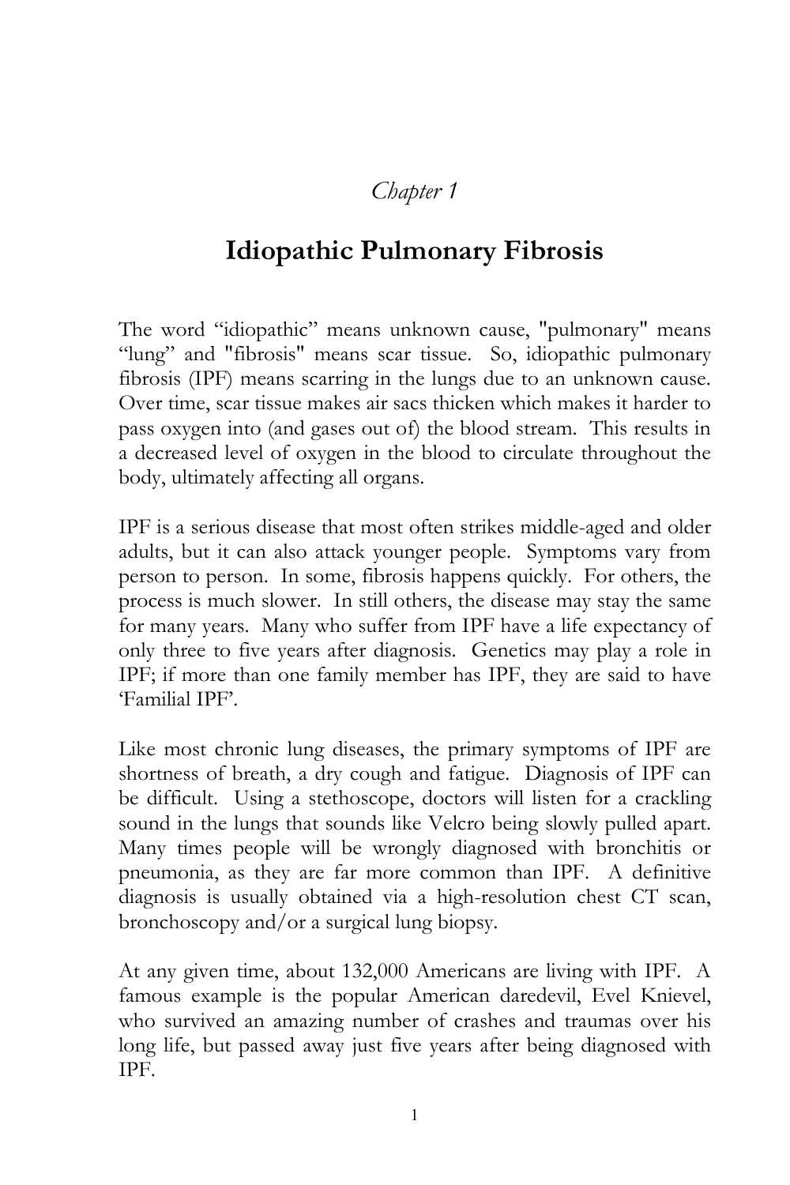*Chapter 1*

# Idiopathic Pulmonary Fibrosis

The word “idiopathic” means unknown cause, "pulmonary" means “lung” and "fibrosis" means scar tissue. So, idiopathic pulmonary fibrosis (IPF) means scarring in the lungs due to an unknown cause. Over time, scar tissue makes air sacs thicken which makes it harder to pass oxygen into (and gases out of) the blood stream. This results in a decreased level of oxygen in the blood to circulate throughout the body, ultimately affecting all organs.

IPF is a serious disease that most often strikes middle-aged and older adults, but it can also attack younger people. Symptoms vary from person to person. In some, fibrosis happens quickly. For others, the process is much slower. In still others, the disease may stay the same for many years. Many who suffer from IPF have a life expectancy of only three to five years after diagnosis. Genetics may play a role in IPF; if more than one family member has IPF, they are said to have ‘Familial IPF’.

Like most chronic lung diseases, the primary symptoms of IPF are shortness of breath, a dry cough and fatigue. Diagnosis of IPF can be difficult. Using a stethoscope, doctors will listen for a crackling sound in the lungs that sounds like Velcro being slowly pulled apart. Many times people will be wrongly diagnosed with bronchitis or pneumonia, as they are far more common than IPF. A definitive diagnosis is usually obtained via a high-resolution chest CT scan, bronchoscopy and/or a surgical lung biopsy.

At any given time, about 132,000 Americans are living with IPF. A famous example is the popular American daredevil, Evel Knievel, who survived an amazing number of crashes and traumas over his long life, but passed away just five years after being diagnosed with IPF.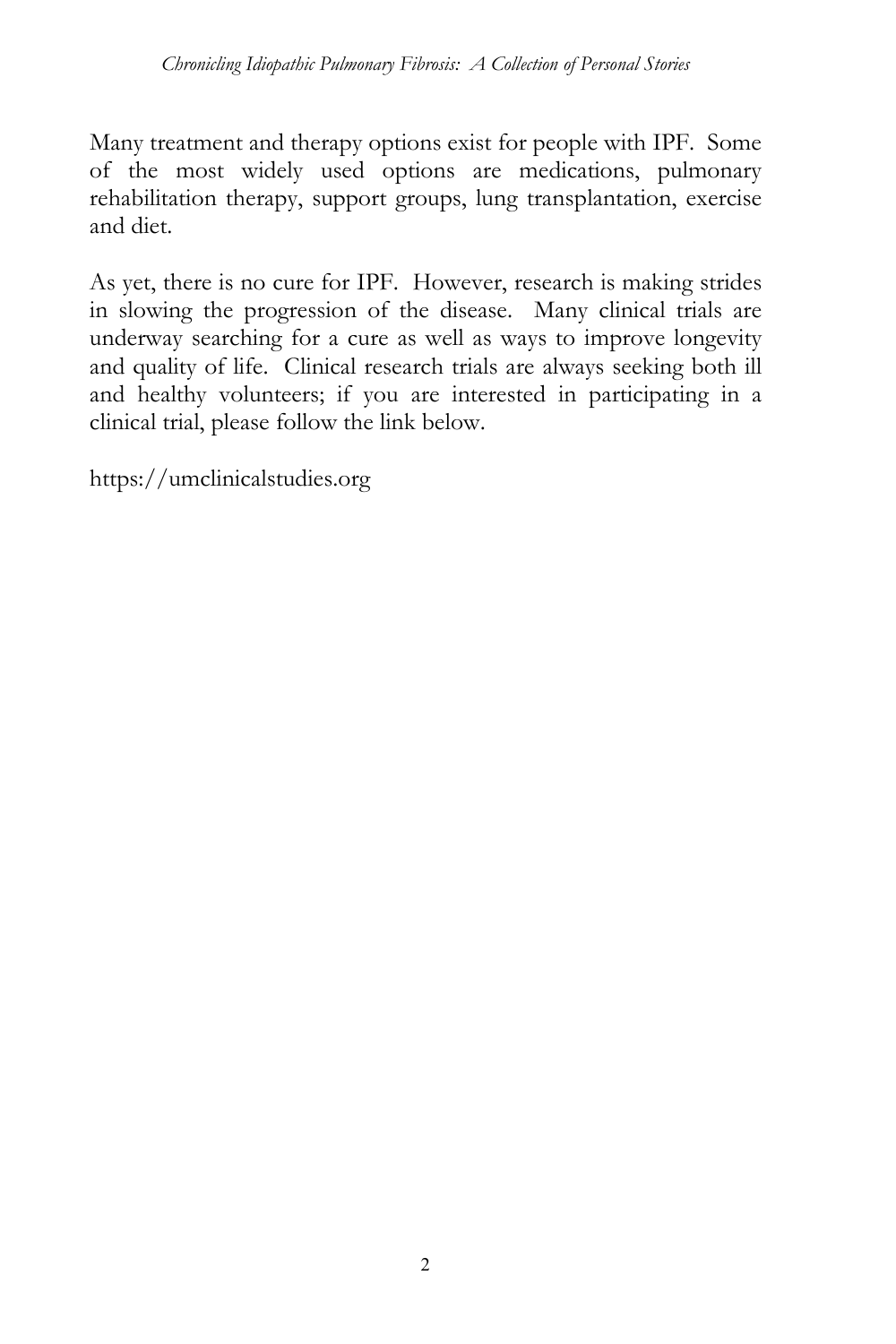Many treatment and therapy options exist for people with IPF. Some of the most widely used options are medications, pulmonary rehabilitation therapy, support groups, lung transplantation, exercise and diet.

As yet, there is no cure for IPF. However, research is making strides in slowing the progression of the disease. Many clinical trials are underway searching for a cure as well as ways to improve longevity and quality of life. Clinical research trials are always seeking both ill and healthy volunteers; if you are interested in participating in a clinical trial, please follow the link below.

https://umclinicalstudies.org